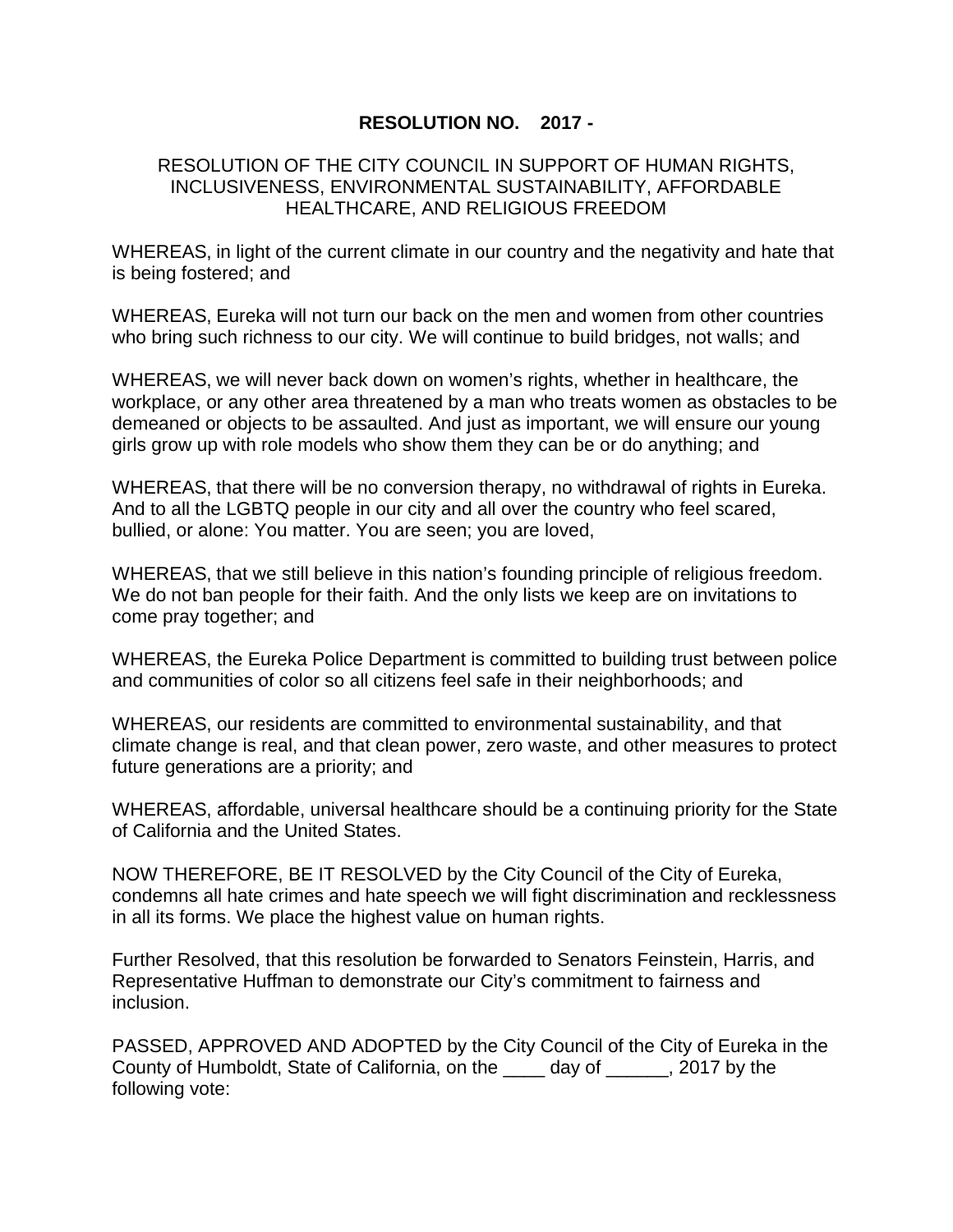# RESOLUTION NO. 2017 -

RESOLUTION OF THE CITY COUNCIL IN SUPPORT OF HUMAN RIGHTS, INCLUSIVENESS, ENVIRONMENTAL SUSTAINABILITY, AFFORDABLE HEALTHCARE, AND RELIGIOUS FREEDOM

WHEREAS, in light of the current climate in our country and the negativity and hate that is being fostered; and

WHEREAS, Eureka will not turn our back on the men and women from other countries who bring such richness to our city. We will continue to build bridges, not walls; and

WHEREAS, we will never back down on women's rights, whether in healthcare, the workplace, or any other area threatened by a man who treats women as obstacles to be demeaned or objects to be assaulted. And just as important, we will ensure our young girls grow up with role models who show them they can be or do anything; and

WHEREAS, that there will be no conversion therapy, no withdrawal of rights in Eureka. And to all the LGBTQ people in our city and all over the country who feel scared, bullied, or alone: You matter. You are seen; you are loved,

WHEREAS, that we still believe in this nation's founding principle of religious freedom. We do not ban people for their faith. And the only lists we keep are on invitations to come pray together; and

WHEREAS, the Eureka Police Department is committed to building trust between police and communities of color so all citizens feel safe in their neighborhoods; and

WHEREAS, our residents are committed to environmental sustainability, and that climate change is real, and that clean power, zero waste, and other measures to protect future generations are a priority; and

WHEREAS, affordable, universal healthcare should be a continuing priority for the State of California and the United States.

NOW THEREFORE, BE IT RESOLVED by the City Council of the City of Eureka, condemns all hate crimes and hate speech we will fight discrimination and recklessness in all its forms. We place the highest value on human rights.

Further Resolved, that this resolution be forwarded to Senators Feinstein, Harris, and Representative Huffman to demonstrate our City's commitment to fairness and inclusion.

PASSED, APPROVED AND ADOPTED by the City Council of the City of Eureka in the County of Humboldt, State of California, on the ____ day of ______, 2017 by the following vote: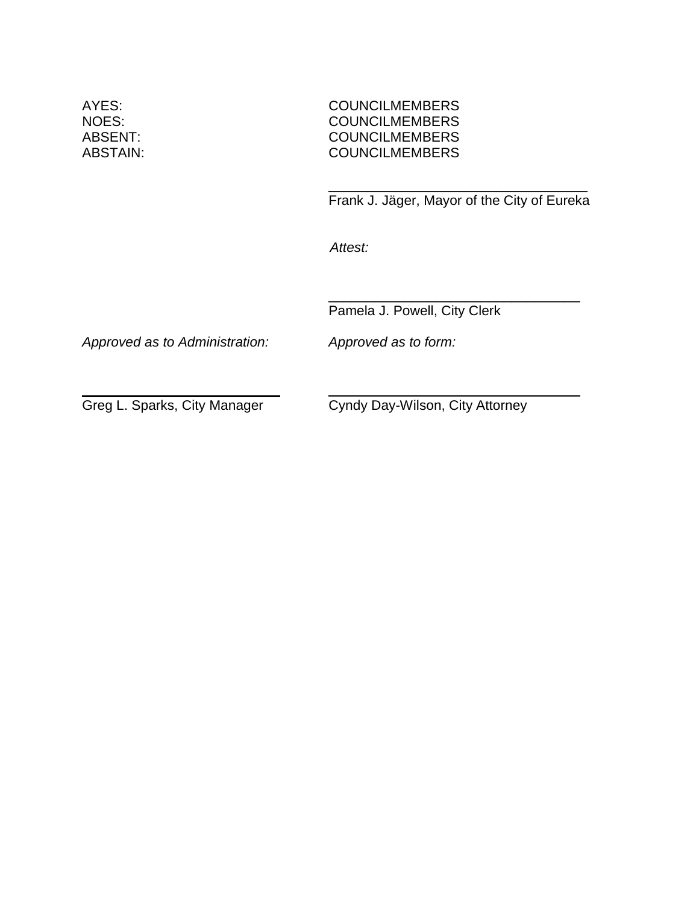AYES: COUNCILMEMBERS
NOES: COUNCILMEMBERS
ABSENT: COUNCILMEMBERS
ABSTAIN: COUNCILMEMBERS

_________________________________
Frank J. Jäger, Mayor of the City of Eureka

*Attest:*

_________________________________
Pamela J. Powell, City Clerk

*Approved as to Administration:*

_________________________
Greg L. Sparks, City Manager

*Approved as to form:*

_________________________________
Cyndy Day-Wilson, City Attorney